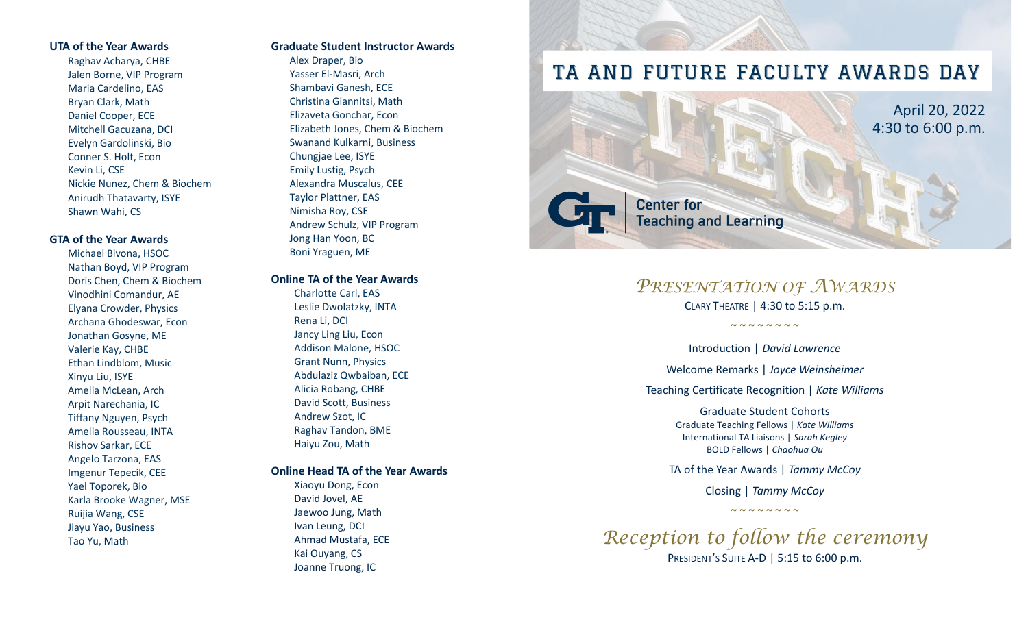# TA AND FUTURE FACULTY AWARDS DAY

April 20, 2022
4:30 to 6:00 p.m.

Center for
Teaching and Learning

## *Presentation of Awards*

Clary Theatre | 4:30 to 5:15 p.m.

~ ~ ~ ~ ~ ~ ~ ~

Introduction | *David Lawrence*

Welcome Remarks | *Joyce Weinsheimer*

Teaching Certificate Recognition | *Kate Williams*

Graduate Student Cohorts
Graduate Teaching Fellows | *Kate Williams*
International TA Liaisons | *Sarah Kegley*
BOLD Fellows | *Chaohua Ou*

TA of the Year Awards | *Tammy McCoy*

Closing | *Tammy McCoy*

~ ~ ~ ~ ~ ~ ~ ~

## *Reception to follow the ceremony*

President's Suite A-D | 5:15 to 6:00 p.m.

### UTA of the Year Awards

- Raghav Acharya, CHBE
- Jalen Borne, VIP Program
- Maria Cardelino, EAS
- Bryan Clark, Math
- Daniel Cooper, ECE
- Mitchell Gacuzana, DCI
- Evelyn Gardolinski, Bio
- Conner S. Holt, Econ
- Kevin Li, CSE
- Nickie Nunez, Chem & Biochem
- Anirudh Thatavarty, ISYE
- Shawn Wahi, CS

### GTA of the Year Awards

- Michael Bivona, HSOC
- Nathan Boyd, VIP Program
- Doris Chen, Chem & Biochem
- Vinodhini Comandur, AE
- Elyana Crowder, Physics
- Archana Ghodeswar, Econ
- Jonathan Gosyne, ME
- Valerie Kay, CHBE
- Ethan Lindblom, Music
- Xinyu Liu, ISYE
- Amelia McLean, Arch
- Arpit Narechania, IC
- Tiffany Nguyen, Psych
- Amelia Rousseau, INTA
- Rishov Sarkar, ECE
- Angelo Tarzona, EAS
- Imgenur Tepecik, CEE
- Yael Toporek, Bio
- Karla Brooke Wagner, MSE
- Ruijia Wang, CSE
- Jiayu Yao, Business
- Tao Yu, Math

### Graduate Student Instructor Awards

- Alex Draper, Bio
- Yasser El-Masri, Arch
- Shambavi Ganesh, ECE
- Christina Giannitsi, Math
- Elizaveta Gonchar, Econ
- Elizabeth Jones, Chem & Biochem
- Swanand Kulkarni, Business
- Chungjae Lee, ISYE
- Emily Lustig, Psych
- Alexandra Muscalus, CEE
- Taylor Plattner, EAS
- Nimisha Roy, CSE
- Andrew Schulz, VIP Program
- Jong Han Yoon, BC
- Boni Yraguen, ME

### Online TA of the Year Awards

- Charlotte Carl, EAS
- Leslie Dwolatzky, INTA
- Rena Li, DCI
- Jancy Ling Liu, Econ
- Addison Malone, HSOC
- Grant Nunn, Physics
- Abdulaziz Qwbaiban, ECE
- Alicia Robang, CHBE
- David Scott, Business
- Andrew Szot, IC
- Raghav Tandon, BME
- Haiyu Zou, Math

### Online Head TA of the Year Awards

- Xiaoyu Dong, Econ
- David Jovel, AE
- Jaewoo Jung, Math
- Ivan Leung, DCI
- Ahmad Mustafa, ECE
- Kai Ouyang, CS
- Joanne Truong, IC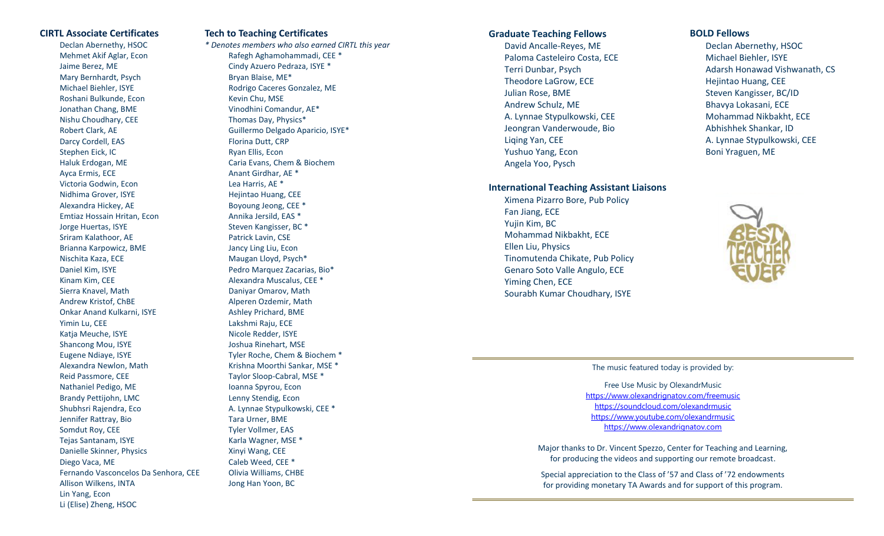## CIRTL Associate Certificates

- Declan Abernethy, HSOC
- Mehmet Akif Aglar, Econ
- Jaime Berez, ME
- Mary Bernhardt, Psych
- Michael Biehler, ISYE
- Roshani Bulkunde, Econ
- Jonathan Chang, BME
- Nishu Choudhary, CEE
- Robert Clark, AE
- Darcy Cordell, EAS
- Stephen Eick, IC
- Haluk Erdogan, ME
- Ayca Ermis, ECE
- Victoria Godwin, Econ
- Nidhima Grover, ISYE
- Alexandra Hickey, AE
- Emtiaz Hossain Hritan, Econ
- Jorge Huertas, ISYE
- Sriram Kalathoor, AE
- Brianna Karpowicz, BME
- Nischita Kaza, ECE
- Daniel Kim, ISYE
- Kinam Kim, CEE
- Sierra Knavel, Math
- Andrew Kristof, ChBE
- Onkar Anand Kulkarni, ISYE
- Yimin Lu, CEE
- Katja Meuche, ISYE
- Shancong Mou, ISYE
- Eugene Ndiaye, ISYE
- Alexandra Newlon, Math
- Reid Passmore, CEE
- Nathaniel Pedigo, ME
- Brandy Pettijohn, LMC
- Shubhsri Rajendra, Eco
- Jennifer Rattray, Bio
- Somdut Roy, CEE
- Tejas Santanam, ISYE
- Danielle Skinner, Physics
- Diego Vaca, ME
- Fernando Vasconcelos Da Senhora, CEE
- Allison Wilkens, INTA
- Lin Yang, Econ
- Li (Elise) Zheng, HSOC

## Tech to Teaching Certificates

*\* Denotes members who also earned CIRTL this year*

- Rafegh Aghamohammadi, CEE *
- Cindy Azuero Pedraza, ISYE *
- Bryan Blaise, ME*
- Rodrigo Caceres Gonzalez, ME
- Kevin Chu, MSE
- Vinodhini Comandur, AE*
- Thomas Day, Physics*
- Guillermo Delgado Aparicio, ISYE*
- Florina Dutt, CRP
- Ryan Ellis, Econ
- Caria Evans, Chem & Biochem
- Anant Girdhar, AE *
- Lea Harris, AE *
- Hejintao Huang, CEE
- Boyoung Jeong, CEE *
- Annika Jersild, EAS *
- Steven Kangisser, BC *
- Patrick Lavin, CSE
- Jancy Ling Liu, Econ
- Maugan Lloyd, Psych*
- Pedro Marquez Zacarias, Bio*
- Alexandra Muscalus, CEE *
- Daniyar Omarov, Math
- Alperen Ozdemir, Math
- Ashley Prichard, BME
- Lakshmi Raju, ECE
- Nicole Redder, ISYE
- Joshua Rinehart, MSE
- Tyler Roche, Chem & Biochem *
- Krishna Moorthi Sankar, MSE *
- Taylor Sloop-Cabral, MSE *
- Ioanna Spyrou, Econ
- Lenny Stendig, Econ
- A. Lynnae Stypulkowski, CEE *
- Tara Urner, BME
- Tyler Vollmer, EAS
- Karla Wagner, MSE *
- Xinyi Wang, CEE
- Caleb Weed, CEE *
- Olivia Williams, CHBE
- Jong Han Yoon, BC

## Graduate Teaching Fellows

- David Ancalle-Reyes, ME
- Paloma Casteleiro Costa, ECE
- Terri Dunbar, Psych
- Theodore LaGrow, ECE
- Julian Rose, BME
- Andrew Schulz, ME
- A. Lynnae Stypulkowski, CEE
- Jeongran Vanderwoude, Bio
- Liqing Yan, CEE
- Yushuo Yang, Econ
- Angela Yoo, Pysch

## International Teaching Assistant Liaisons

- Ximena Pizarro Bore, Pub Policy
- Fan Jiang, ECE
- Yujin Kim, BC
- Mohammad Nikbakht, ECE
- Ellen Liu, Physics
- Tinomutenda Chikate, Pub Policy
- Genaro Soto Valle Angulo, ECE
- Yiming Chen, ECE
- Sourabh Kumar Choudhary, ISYE

## BOLD Fellows

- Declan Abernethy, HSOC
- Michael Biehler, ISYE
- Adarsh Honawad Vishwanath, CS
- Hejintao Huang, CEE
- Steven Kangisser, BC/ID
- Bhavya Lokasani, ECE
- Mohammad Nikbakht, ECE
- Abhishhek Shankar, ID
- A. Lynnae Stypulkowski, CEE
- Boni Yraguen, ME

---

The music featured today is provided by:

Free Use Music by OlexandrMusic
https://www.olexandrignatov.com/freemusic
https://soundcloud.com/olexandrmusic
https://www.youtube.com/olexandrmusic
https://www.olexandrignatov.com

Major thanks to Dr. Vincent Spezzo, Center for Teaching and Learning, for producing the videos and supporting our remote broadcast.

Special appreciation to the Class of '57 and Class of '72 endowments for providing monetary TA Awards and for support of this program.